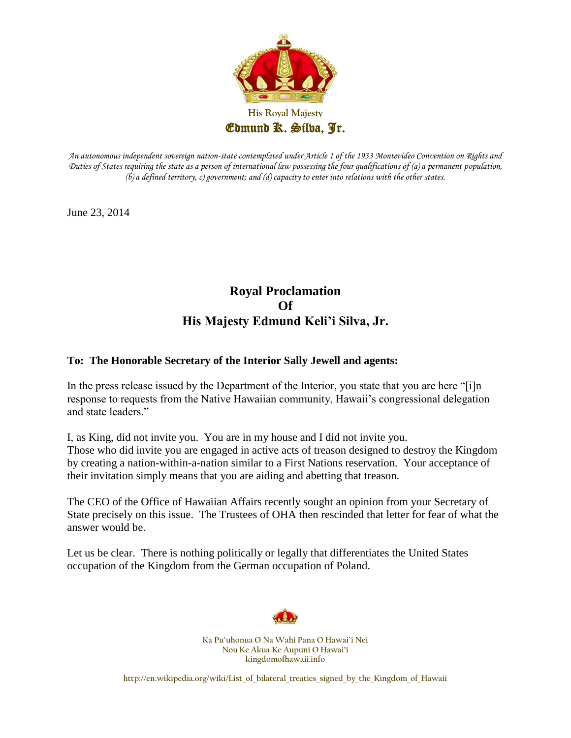His Royal Majesty

Edmund K. Silva, Jr.

*An autonomous independent sovereign nation-state contemplated under Article 1 of the 1933 Montevideo Convention on Rights and Duties of States requiring the state as a person of international law possessing the four qualifications of (a) a permanent population, (b) a defined territory, c) government; and (d) capacity to enter into relations with the other states.*

June 23, 2014

# Royal Proclamation
# Of
# His Majesty Edmund Keli'i Silva, Jr.

**To: The Honorable Secretary of the Interior Sally Jewell and agents:**

In the press release issued by the Department of the Interior, you state that you are here "[i]n response to requests from the Native Hawaiian community, Hawaii's congressional delegation and state leaders."

I, as King, did not invite you. You are in my house and I did not invite you.
Those who did invite you are engaged in active acts of treason designed to destroy the Kingdom by creating a nation-within-a-nation similar to a First Nations reservation. Your acceptance of their invitation simply means that you are aiding and abetting that treason.

The CEO of the Office of Hawaiian Affairs recently sought an opinion from your Secretary of State precisely on this issue. The Trustees of OHA then rescinded that letter for fear of what the answer would be.

Let us be clear. There is nothing politically or legally that differentiates the United States occupation of the Kingdom from the German occupation of Poland.

Ka Pu'uhonua O Na Wahi Pana O Hawai'i Nei
Nou Ke Akua Ke Aupuni O Hawai'i
kingdomofhawaii.info

http://en.wikipedia.org/wiki/List_of_bilateral_treaties_signed_by_the_Kingdom_of_Hawaii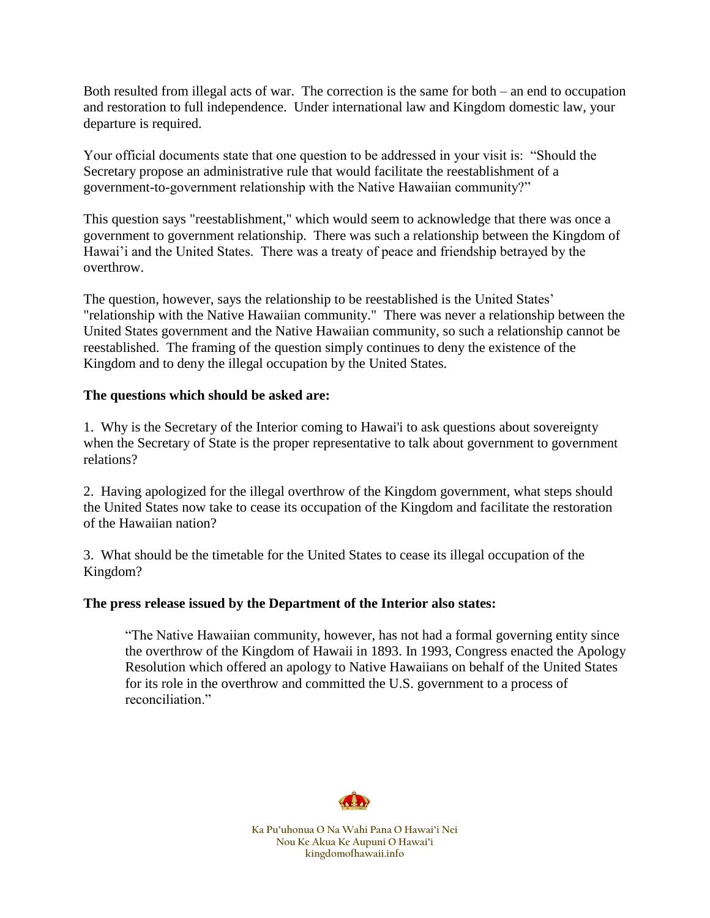Both resulted from illegal acts of war. The correction is the same for both – an end to occupation and restoration to full independence. Under international law and Kingdom domestic law, your departure is required.

Your official documents state that one question to be addressed in your visit is: "Should the Secretary propose an administrative rule that would facilitate the reestablishment of a government-to-government relationship with the Native Hawaiian community?"

This question says "reestablishment," which would seem to acknowledge that there was once a government to government relationship. There was such a relationship between the Kingdom of Hawai'i and the United States. There was a treaty of peace and friendship betrayed by the overthrow.

The question, however, says the relationship to be reestablished is the United States' "relationship with the Native Hawaiian community." There was never a relationship between the United States government and the Native Hawaiian community, so such a relationship cannot be reestablished. The framing of the question simply continues to deny the existence of the Kingdom and to deny the illegal occupation by the United States.

**The questions which should be asked are:**

1. Why is the Secretary of the Interior coming to Hawai'i to ask questions about sovereignty when the Secretary of State is the proper representative to talk about government to government relations?

2. Having apologized for the illegal overthrow of the Kingdom government, what steps should the United States now take to cease its occupation of the Kingdom and facilitate the restoration of the Hawaiian nation?

3. What should be the timetable for the United States to cease its illegal occupation of the Kingdom?

**The press release issued by the Department of the Interior also states:**

> "The Native Hawaiian community, however, has not had a formal governing entity since the overthrow of the Kingdom of Hawaii in 1893. In 1993, Congress enacted the Apology Resolution which offered an apology to Native Hawaiians on behalf of the United States for its role in the overthrow and committed the U.S. government to a process of reconciliation."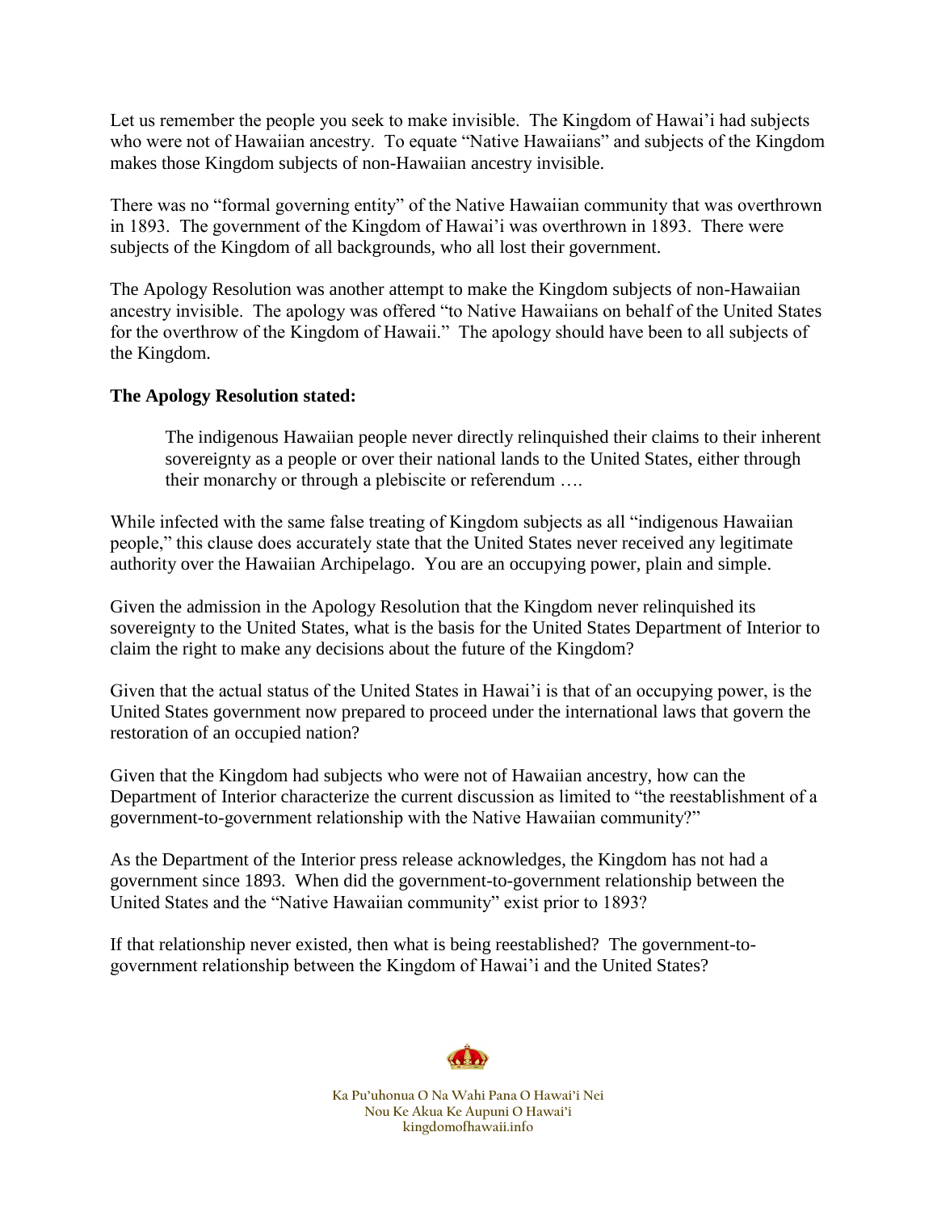Let us remember the people you seek to make invisible. The Kingdom of Hawai'i had subjects who were not of Hawaiian ancestry. To equate "Native Hawaiians" and subjects of the Kingdom makes those Kingdom subjects of non-Hawaiian ancestry invisible.

There was no "formal governing entity" of the Native Hawaiian community that was overthrown in 1893. The government of the Kingdom of Hawai'i was overthrown in 1893. There were subjects of the Kingdom of all backgrounds, who all lost their government.

The Apology Resolution was another attempt to make the Kingdom subjects of non-Hawaiian ancestry invisible. The apology was offered "to Native Hawaiians on behalf of the United States for the overthrow of the Kingdom of Hawaii." The apology should have been to all subjects of the Kingdom.

**The Apology Resolution stated:**

> The indigenous Hawaiian people never directly relinquished their claims to their inherent sovereignty as a people or over their national lands to the United States, either through their monarchy or through a plebiscite or referendum ….

While infected with the same false treating of Kingdom subjects as all "indigenous Hawaiian people," this clause does accurately state that the United States never received any legitimate authority over the Hawaiian Archipelago. You are an occupying power, plain and simple.

Given the admission in the Apology Resolution that the Kingdom never relinquished its sovereignty to the United States, what is the basis for the United States Department of Interior to claim the right to make any decisions about the future of the Kingdom?

Given that the actual status of the United States in Hawai'i is that of an occupying power, is the United States government now prepared to proceed under the international laws that govern the restoration of an occupied nation?

Given that the Kingdom had subjects who were not of Hawaiian ancestry, how can the Department of Interior characterize the current discussion as limited to "the reestablishment of a government-to-government relationship with the Native Hawaiian community?"

As the Department of the Interior press release acknowledges, the Kingdom has not had a government since 1893. When did the government-to-government relationship between the United States and the "Native Hawaiian community" exist prior to 1893?

If that relationship never existed, then what is being reestablished? The government-to-government relationship between the Kingdom of Hawai'i and the United States?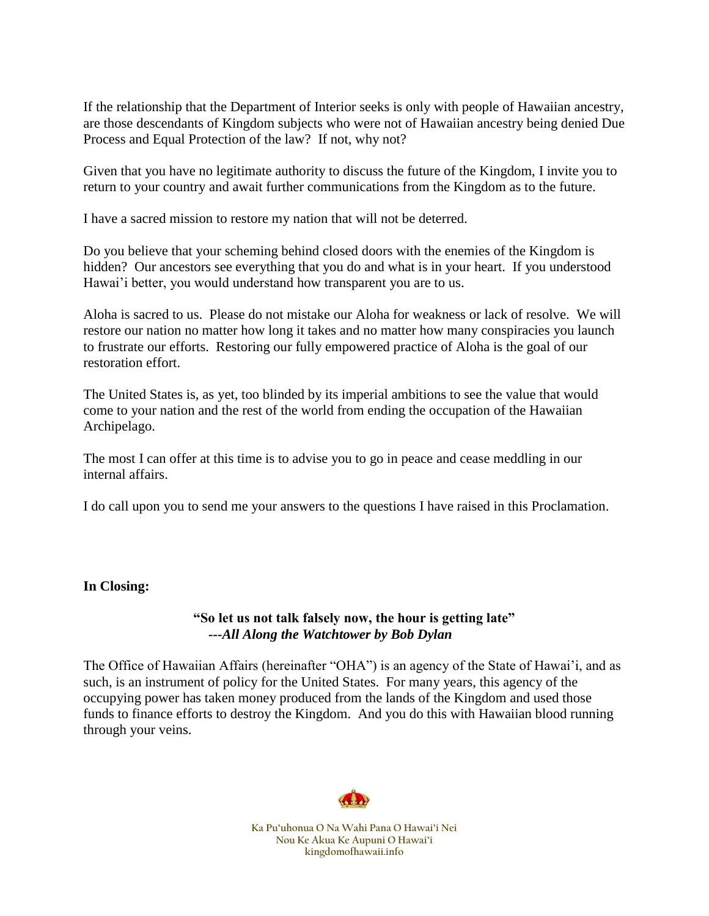If the relationship that the Department of Interior seeks is only with people of Hawaiian ancestry, are those descendants of Kingdom subjects who were not of Hawaiian ancestry being denied Due Process and Equal Protection of the law? If not, why not?

Given that you have no legitimate authority to discuss the future of the Kingdom, I invite you to return to your country and await further communications from the Kingdom as to the future.

I have a sacred mission to restore my nation that will not be deterred.

Do you believe that your scheming behind closed doors with the enemies of the Kingdom is hidden? Our ancestors see everything that you do and what is in your heart. If you understood Hawai'i better, you would understand how transparent you are to us.

Aloha is sacred to us. Please do not mistake our Aloha for weakness or lack of resolve. We will restore our nation no matter how long it takes and no matter how many conspiracies you launch to frustrate our efforts. Restoring our fully empowered practice of Aloha is the goal of our restoration effort.

The United States is, as yet, too blinded by its imperial ambitions to see the value that would come to your nation and the rest of the world from ending the occupation of the Hawaiian Archipelago.

The most I can offer at this time is to advise you to go in peace and cease meddling in our internal affairs.

I do call upon you to send me your answers to the questions I have raised in this Proclamation.

**In Closing:**

**"So let us not talk falsely now, the hour is getting late"**
***---All Along the Watchtower by Bob Dylan***

The Office of Hawaiian Affairs (hereinafter "OHA") is an agency of the State of Hawai'i, and as such, is an instrument of policy for the United States. For many years, this agency of the occupying power has taken money produced from the lands of the Kingdom and used those funds to finance efforts to destroy the Kingdom. And you do this with Hawaiian blood running through your veins.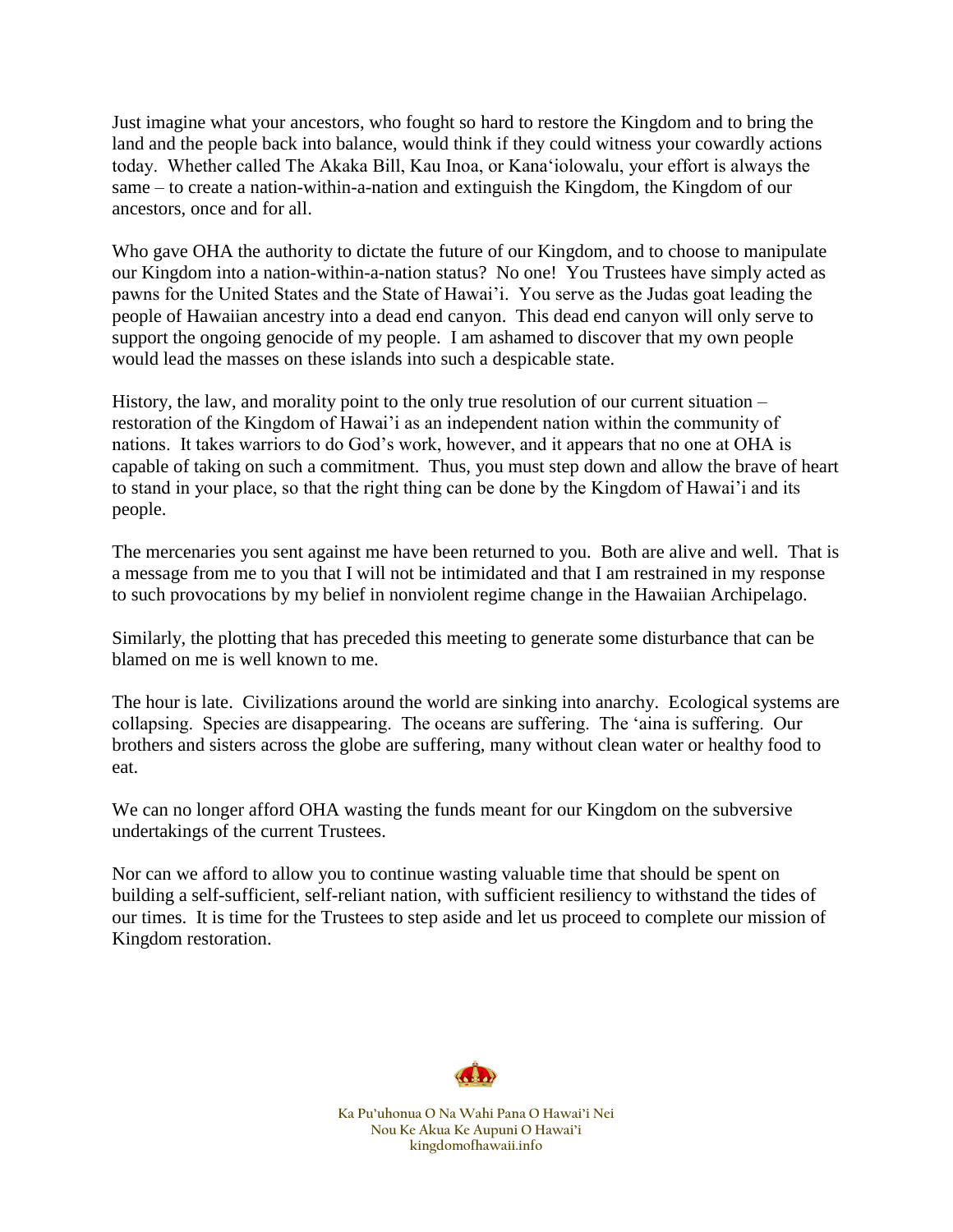Just imagine what your ancestors, who fought so hard to restore the Kingdom and to bring the land and the people back into balance, would think if they could witness your cowardly actions today. Whether called The Akaka Bill, Kau Inoa, or Kana‘iolowalu, your effort is always the same – to create a nation-within-a-nation and extinguish the Kingdom, the Kingdom of our ancestors, once and for all.

Who gave OHA the authority to dictate the future of our Kingdom, and to choose to manipulate our Kingdom into a nation-within-a-nation status? No one! You Trustees have simply acted as pawns for the United States and the State of Hawai'i. You serve as the Judas goat leading the people of Hawaiian ancestry into a dead end canyon. This dead end canyon will only serve to support the ongoing genocide of my people. I am ashamed to discover that my own people would lead the masses on these islands into such a despicable state.

History, the law, and morality point to the only true resolution of our current situation – restoration of the Kingdom of Hawai'i as an independent nation within the community of nations. It takes warriors to do God's work, however, and it appears that no one at OHA is capable of taking on such a commitment. Thus, you must step down and allow the brave of heart to stand in your place, so that the right thing can be done by the Kingdom of Hawai'i and its people.

The mercenaries you sent against me have been returned to you. Both are alive and well. That is a message from me to you that I will not be intimidated and that I am restrained in my response to such provocations by my belief in nonviolent regime change in the Hawaiian Archipelago.

Similarly, the plotting that has preceded this meeting to generate some disturbance that can be blamed on me is well known to me.

The hour is late. Civilizations around the world are sinking into anarchy. Ecological systems are collapsing. Species are disappearing. The oceans are suffering. The ‘aina is suffering. Our brothers and sisters across the globe are suffering, many without clean water or healthy food to eat.

We can no longer afford OHA wasting the funds meant for our Kingdom on the subversive undertakings of the current Trustees.

Nor can we afford to allow you to continue wasting valuable time that should be spent on building a self-sufficient, self-reliant nation, with sufficient resiliency to withstand the tides of our times. It is time for the Trustees to step aside and let us proceed to complete our mission of Kingdom restoration.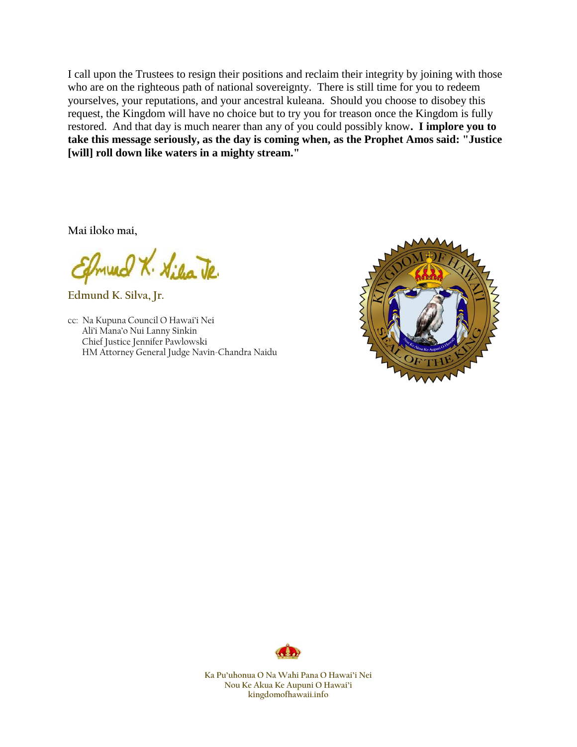I call upon the Trustees to resign their positions and reclaim their integrity by joining with those who are on the righteous path of national sovereignty. There is still time for you to redeem yourselves, your reputations, and your ancestral kuleana. Should you choose to disobey this request, the Kingdom will have no choice but to try you for treason once the Kingdom is fully restored. And that day is much nearer than any of you could possibly know. **I implore you to take this message seriously, as the day is coming when, as the Prophet Amos said: "Justice [will] roll down like waters in a mighty stream."**

Mai iloko mai,

Edmund K. Silva, Jr.

cc: Na Kupuna Council O Hawai'i Nei
Ali'i Mana'o Nui Lanny Sinkin
Chief Justice Jennifer Pawlowski
HM Attorney General Judge Navin-Chandra Naidu

KINGDOM OF HAWAI'I
SEAL OF THE KING
Nou Ke Akua Ke Aupuni O Hawaii

Ka Pu'uhonua O Na Wahi Pana O Hawai'i Nei
Nou Ke Akua Ke Aupuni O Hawai'i
kingdomofhawaii.info